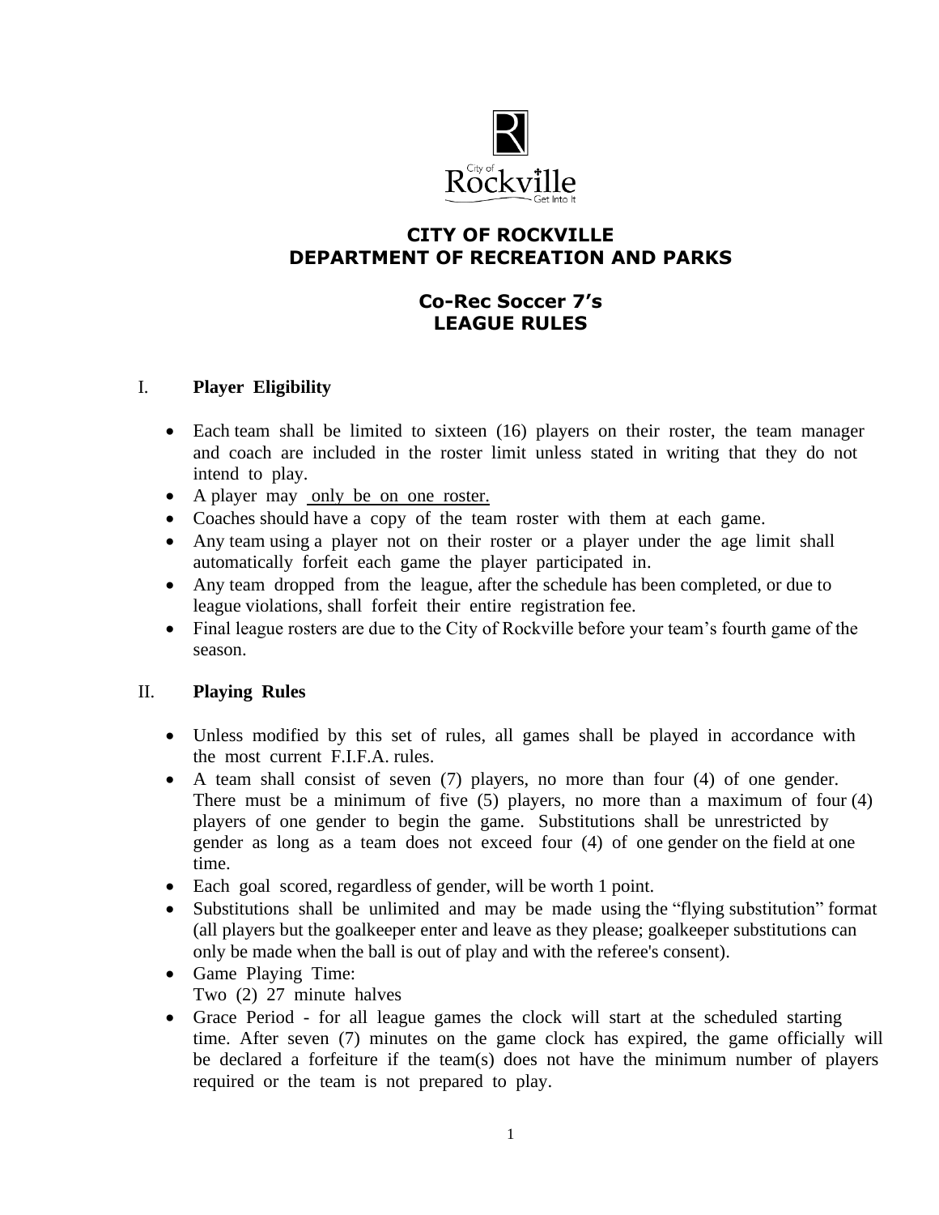# CITY OF ROCKVILLE
# DEPARTMENT OF RECREATION AND PARKS

## Co-Rec Soccer 7's
## LEAGUE RULES

### I. Player Eligibility

- Each team shall be limited to sixteen (16) players on their roster, the team manager and coach are included in the roster limit unless stated in writing that they do not intend to play.
- A player may only be on one roster.
- Coaches should have a copy of the team roster with them at each game.
- Any team using a player not on their roster or a player under the age limit shall automatically forfeit each game the player participated in.
- Any team dropped from the league, after the schedule has been completed, or due to league violations, shall forfeit their entire registration fee.
- Final league rosters are due to the City of Rockville before your team's fourth game of the season.

### II. Playing Rules

- Unless modified by this set of rules, all games shall be played in accordance with the most current F.I.F.A. rules.
- A team shall consist of seven (7) players, no more than four (4) of one gender. There must be a minimum of five (5) players, no more than a maximum of four (4) players of one gender to begin the game. Substitutions shall be unrestricted by gender as long as a team does not exceed four (4) of one gender on the field at one time.
- Each goal scored, regardless of gender, will be worth 1 point.
- Substitutions shall be unlimited and may be made using the "flying substitution" format (all players but the goalkeeper enter and leave as they please; goalkeeper substitutions can only be made when the ball is out of play and with the referee's consent).
- Game Playing Time:
  Two (2) 27 minute halves
- Grace Period - for all league games the clock will start at the scheduled starting time. After seven (7) minutes on the game clock has expired, the game officially will be declared a forfeiture if the team(s) does not have the minimum number of players required or the team is not prepared to play.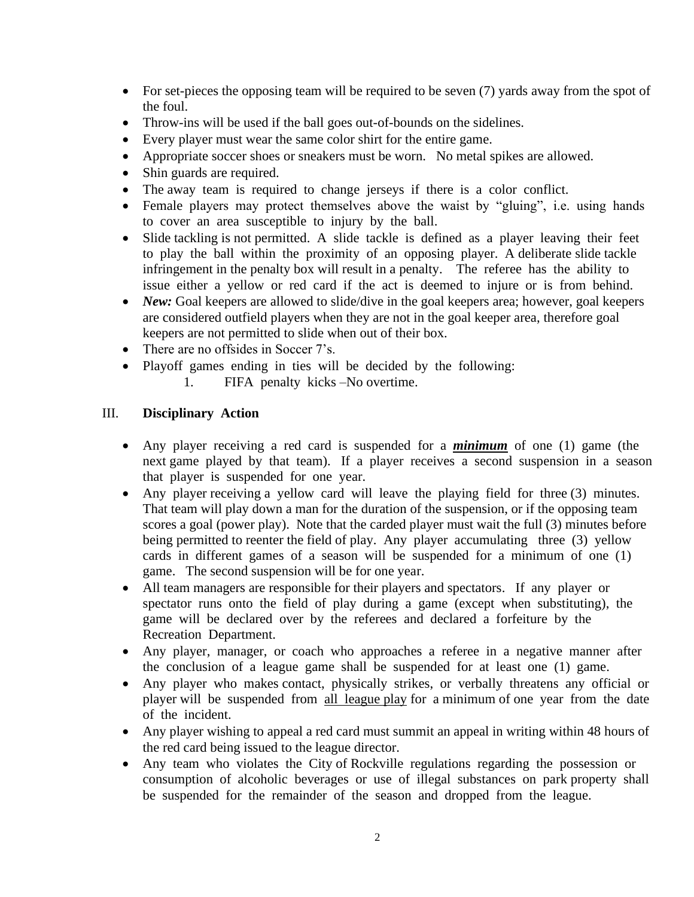- For set-pieces the opposing team will be required to be seven (7) yards away from the spot of the foul.
- Throw-ins will be used if the ball goes out-of-bounds on the sidelines.
- Every player must wear the same color shirt for the entire game.
- Appropriate soccer shoes or sneakers must be worn. No metal spikes are allowed.
- Shin guards are required.
- The away team is required to change jerseys if there is a color conflict.
- Female players may protect themselves above the waist by "gluing", i.e. using hands to cover an area susceptible to injury by the ball.
- Slide tackling is not permitted. A slide tackle is defined as a player leaving their feet to play the ball within the proximity of an opposing player. A deliberate slide tackle infringement in the penalty box will result in a penalty. The referee has the ability to issue either a yellow or red card if the act is deemed to injure or is from behind.
- ***New:*** Goal keepers are allowed to slide/dive in the goal keepers area; however, goal keepers are considered outfield players when they are not in the goal keeper area, therefore goal keepers are not permitted to slide when out of their box.
- There are no offsides in Soccer 7's.
- Playoff games ending in ties will be decided by the following:
  1. FIFA penalty kicks –No overtime.

## III. **Disciplinary Action**

- Any player receiving a red card is suspended for a ***minimum*** of one (1) game (the next game played by that team). If a player receives a second suspension in a season that player is suspended for one year.
- Any player receiving a yellow card will leave the playing field for three (3) minutes. That team will play down a man for the duration of the suspension, or if the opposing team scores a goal (power play). Note that the carded player must wait the full (3) minutes before being permitted to reenter the field of play. Any player accumulating three (3) yellow cards in different games of a season will be suspended for a minimum of one (1) game. The second suspension will be for one year.
- All team managers are responsible for their players and spectators. If any player or spectator runs onto the field of play during a game (except when substituting), the game will be declared over by the referees and declared a forfeiture by the Recreation Department.
- Any player, manager, or coach who approaches a referee in a negative manner after the conclusion of a league game shall be suspended for at least one (1) game.
- Any player who makes contact, physically strikes, or verbally threatens any official or player will be suspended from all league play for a minimum of one year from the date of the incident.
- Any player wishing to appeal a red card must summit an appeal in writing within 48 hours of the red card being issued to the league director.
- Any team who violates the City of Rockville regulations regarding the possession or consumption of alcoholic beverages or use of illegal substances on park property shall be suspended for the remainder of the season and dropped from the league.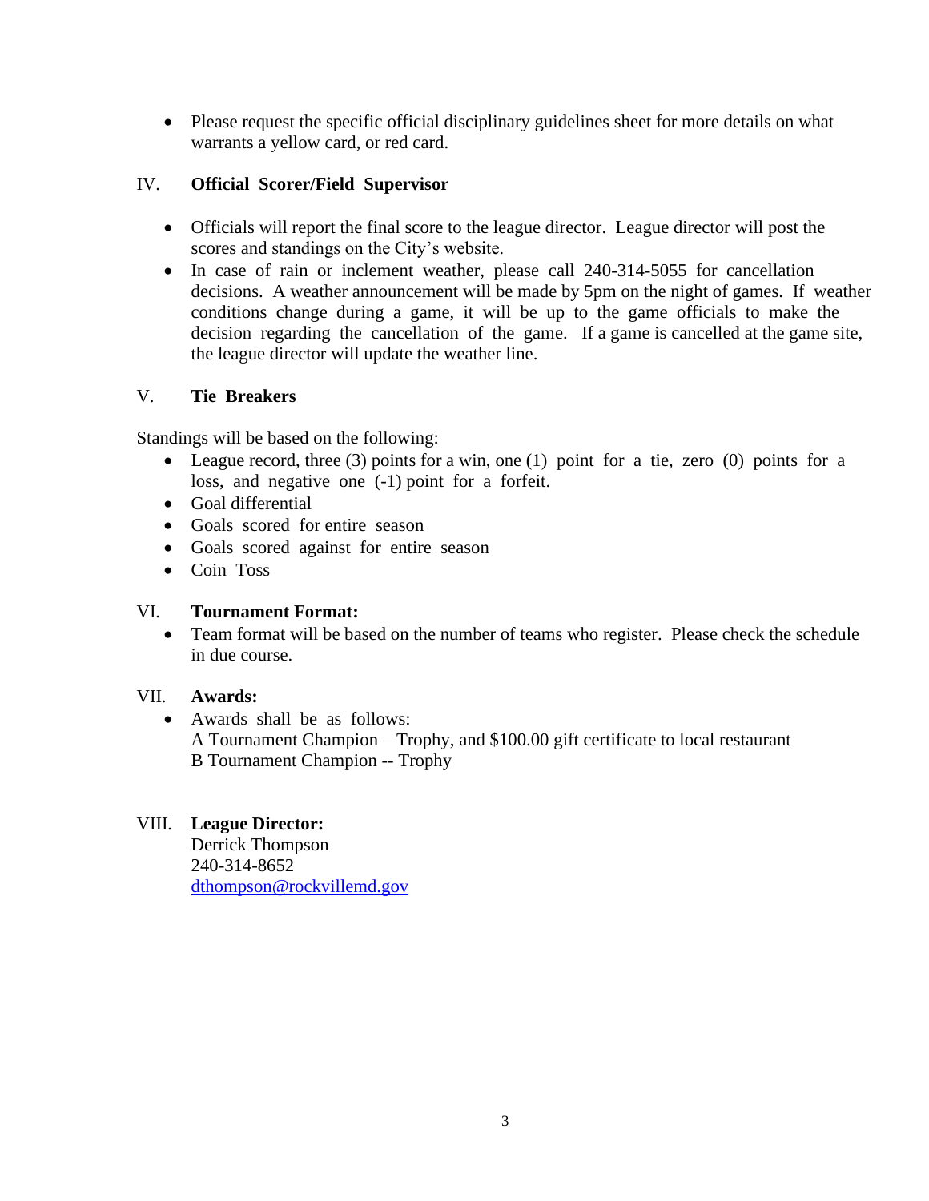- Please request the specific official disciplinary guidelines sheet for more details on what warrants a yellow card, or red card.

## IV. **Official Scorer/Field Supervisor**

- Officials will report the final score to the league director. League director will post the scores and standings on the City's website.
- In case of rain or inclement weather, please call 240-314-5055 for cancellation decisions. A weather announcement will be made by 5pm on the night of games. If weather conditions change during a game, it will be up to the game officials to make the decision regarding the cancellation of the game. If a game is cancelled at the game site, the league director will update the weather line.

## V. **Tie Breakers**

Standings will be based on the following:

- League record, three (3) points for a win, one (1) point for a tie, zero (0) points for a loss, and negative one (-1) point for a forfeit.
- Goal differential
- Goals scored for entire season
- Goals scored against for entire season
- Coin Toss

## VI. **Tournament Format:**

- Team format will be based on the number of teams who register. Please check the schedule in due course.

## VII. **Awards:**

- Awards shall be as follows:
  A Tournament Champion – Trophy, and $100.00 gift certificate to local restaurant
  B Tournament Champion -- Trophy

## VIII. **League Director:**

Derrick Thompson
240-314-8652
dthompson@rockvillemd.gov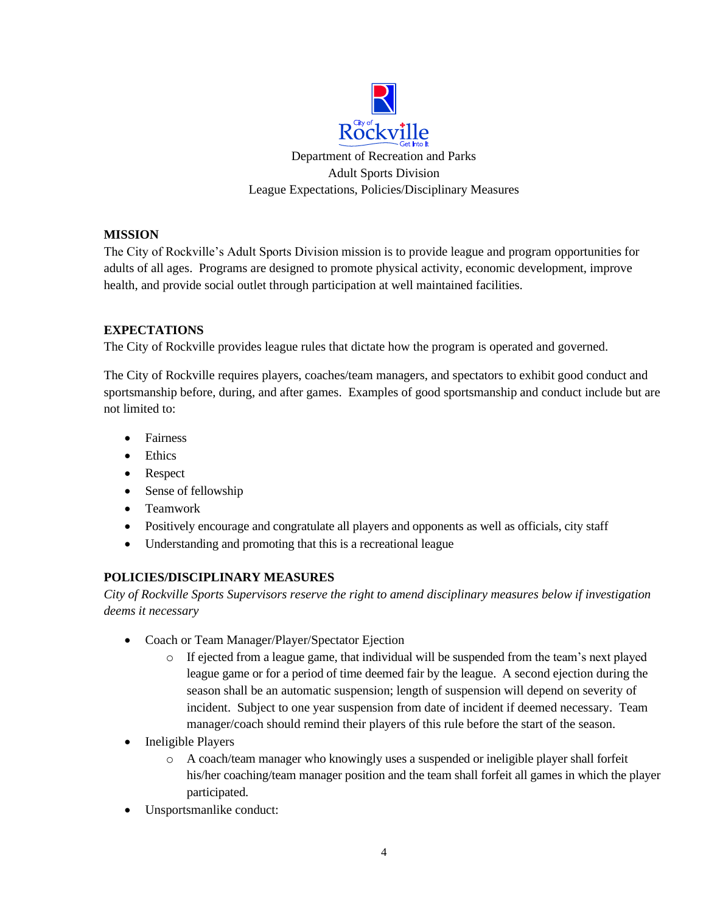Department of Recreation and Parks
Adult Sports Division
League Expectations, Policies/Disciplinary Measures

**MISSION**

The City of Rockville's Adult Sports Division mission is to provide league and program opportunities for adults of all ages. Programs are designed to promote physical activity, economic development, improve health, and provide social outlet through participation at well maintained facilities.

**EXPECTATIONS**

The City of Rockville provides league rules that dictate how the program is operated and governed.

The City of Rockville requires players, coaches/team managers, and spectators to exhibit good conduct and sportsmanship before, during, and after games. Examples of good sportsmanship and conduct include but are not limited to:

- Fairness
- Ethics
- Respect
- Sense of fellowship
- Teamwork
- Positively encourage and congratulate all players and opponents as well as officials, city staff
- Understanding and promoting that this is a recreational league

**POLICIES/DISCIPLINARY MEASURES**

*City of Rockville Sports Supervisors reserve the right to amend disciplinary measures below if investigation deems it necessary*

- Coach or Team Manager/Player/Spectator Ejection
  - If ejected from a league game, that individual will be suspended from the team's next played league game or for a period of time deemed fair by the league. A second ejection during the season shall be an automatic suspension; length of suspension will depend on severity of incident. Subject to one year suspension from date of incident if deemed necessary. Team manager/coach should remind their players of this rule before the start of the season.
- Ineligible Players
  - A coach/team manager who knowingly uses a suspended or ineligible player shall forfeit his/her coaching/team manager position and the team shall forfeit all games in which the player participated.
- Unsportsmanlike conduct: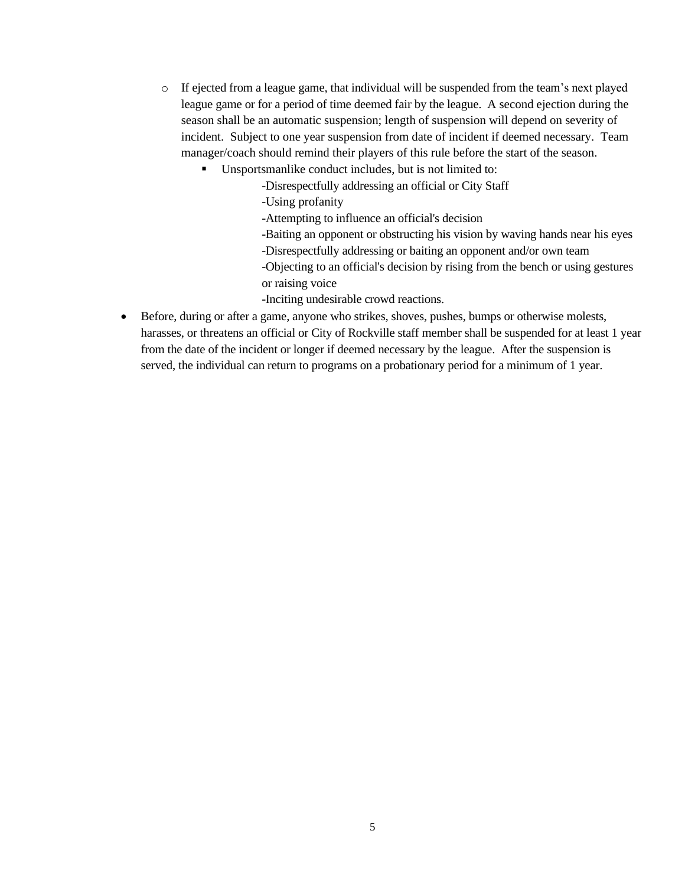- If ejected from a league game, that individual will be suspended from the team's next played league game or for a period of time deemed fair by the league. A second ejection during the season shall be an automatic suspension; length of suspension will depend on severity of incident. Subject to one year suspension from date of incident if deemed necessary. Team manager/coach should remind their players of this rule before the start of the season.
        - Unsportsmanlike conduct includes, but is not limited to:

          -Disrespectfully addressing an official or City Staff

          -Using profanity

          -Attempting to influence an official's decision

          -Baiting an opponent or obstructing his vision by waving hands near his eyes

          -Disrespectfully addressing or baiting an opponent and/or own team

          -Objecting to an official's decision by rising from the bench or using gestures or raising voice

          -Inciting undesirable crowd reactions.

- Before, during or after a game, anyone who strikes, shoves, pushes, bumps or otherwise molests, harasses, or threatens an official or City of Rockville staff member shall be suspended for at least 1 year from the date of the incident or longer if deemed necessary by the league. After the suspension is served, the individual can return to programs on a probationary period for a minimum of 1 year.